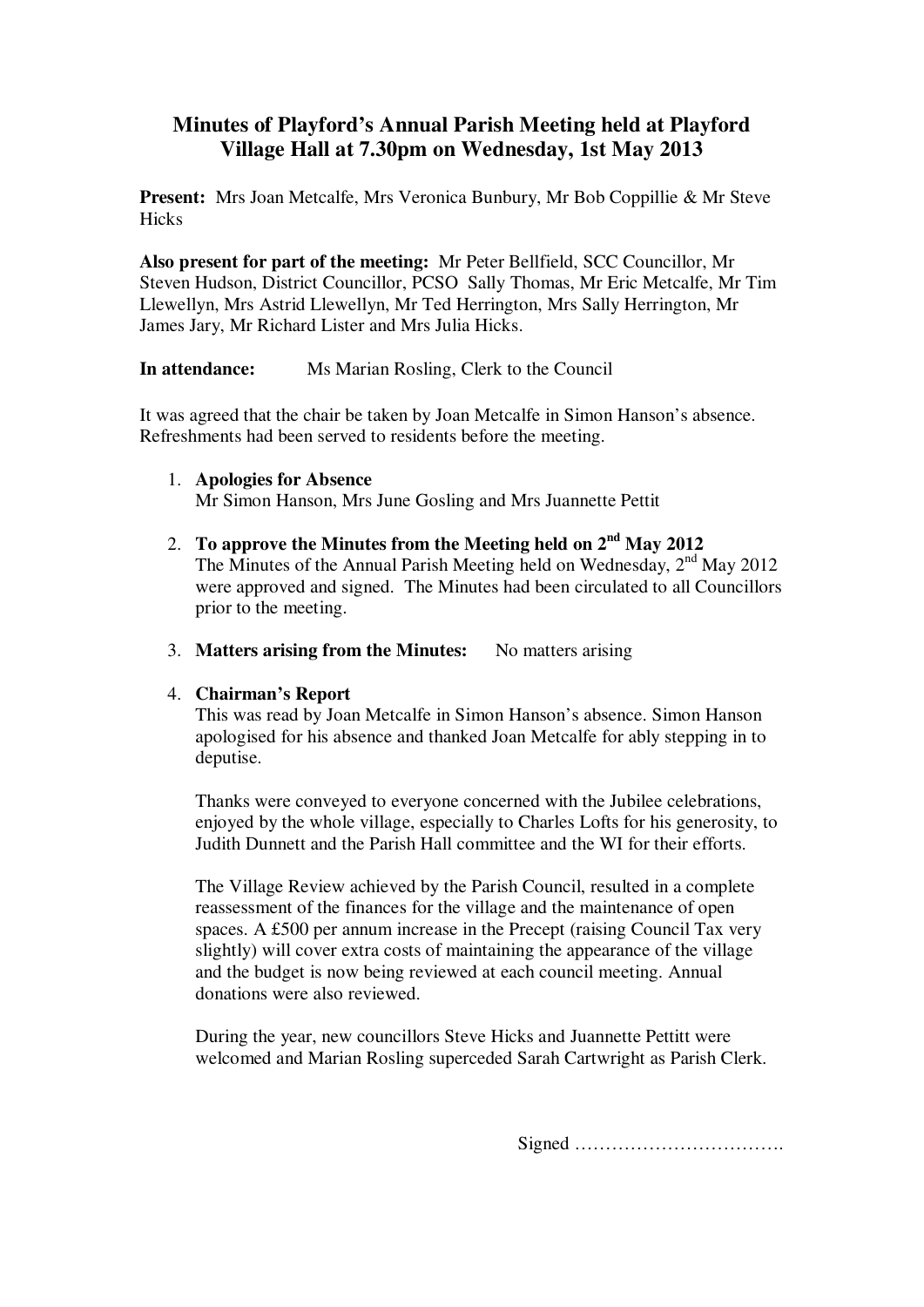# Minutes of Playford's Annual Parish Meeting held at Playford Village Hall at 7.30pm on Wednesday, 1st May 2013

**Present:** Mrs Joan Metcalfe, Mrs Veronica Bunbury, Mr Bob Coppillie & Mr Steve Hicks

**Also present for part of the meeting:** Mr Peter Bellfield, SCC Councillor, Mr Steven Hudson, District Councillor, PCSO Sally Thomas, Mr Eric Metcalfe, Mr Tim Llewellyn, Mrs Astrid Llewellyn, Mr Ted Herrington, Mrs Sally Herrington, Mr James Jary, Mr Richard Lister and Mrs Julia Hicks.

**In attendance:** Ms Marian Rosling, Clerk to the Council

It was agreed that the chair be taken by Joan Metcalfe in Simon Hanson's absence. Refreshments had been served to residents before the meeting.

1. **Apologies for Absence**
   Mr Simon Hanson, Mrs June Gosling and Mrs Juannette Pettit

2. **To approve the Minutes from the Meeting held on 2nd May 2012**
   The Minutes of the Annual Parish Meeting held on Wednesday, 2nd May 2012 were approved and signed. The Minutes had been circulated to all Councillors prior to the meeting.

3. **Matters arising from the Minutes:** No matters arising

4. **Chairman's Report**
   This was read by Joan Metcalfe in Simon Hanson's absence. Simon Hanson apologised for his absence and thanked Joan Metcalfe for ably stepping in to deputise.

   Thanks were conveyed to everyone concerned with the Jubilee celebrations, enjoyed by the whole village, especially to Charles Lofts for his generosity, to Judith Dunnett and the Parish Hall committee and the WI for their efforts.

   The Village Review achieved by the Parish Council, resulted in a complete reassessment of the finances for the village and the maintenance of open spaces. A £500 per annum increase in the Precept (raising Council Tax very slightly) will cover extra costs of maintaining the appearance of the village and the budget is now being reviewed at each council meeting. Annual donations were also reviewed.

   During the year, new councillors Steve Hicks and Juannette Pettitt were welcomed and Marian Rosling superceded Sarah Cartwright as Parish Clerk.

Signed …………………………….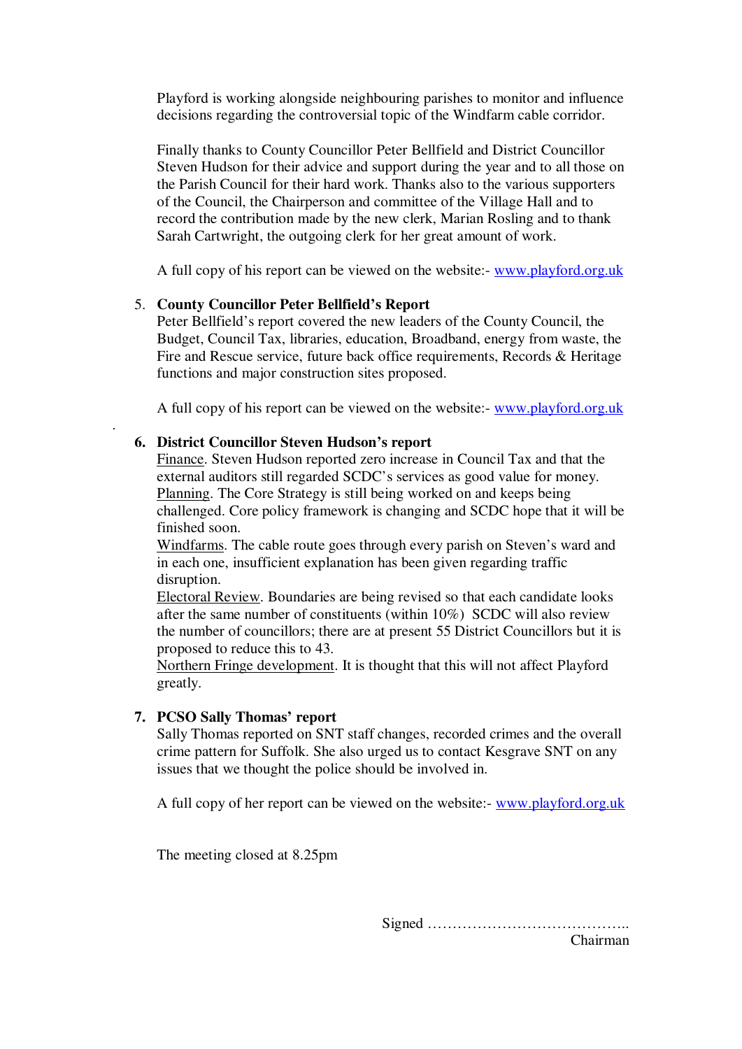Playford is working alongside neighbouring parishes to monitor and influence decisions regarding the controversial topic of the Windfarm cable corridor.

Finally thanks to County Councillor Peter Bellfield and District Councillor Steven Hudson for their advice and support during the year and to all those on the Parish Council for their hard work. Thanks also to the various supporters of the Council, the Chairperson and committee of the Village Hall and to record the contribution made by the new clerk, Marian Rosling and to thank Sarah Cartwright, the outgoing clerk for her great amount of work.

A full copy of his report can be viewed on the website:- www.playford.org.uk

5. **County Councillor Peter Bellfield's Report**
   Peter Bellfield's report covered the new leaders of the County Council, the Budget, Council Tax, libraries, education, Broadband, energy from waste, the Fire and Rescue service, future back office requirements, Records & Heritage functions and major construction sites proposed.

   A full copy of his report can be viewed on the website:- www.playford.org.uk

6. **District Councillor Steven Hudson's report**
   Finance. Steven Hudson reported zero increase in Council Tax and that the external auditors still regarded SCDC's services as good value for money.
   Planning. The Core Strategy is still being worked on and keeps being challenged. Core policy framework is changing and SCDC hope that it will be finished soon.
   Windfarms. The cable route goes through every parish on Steven's ward and in each one, insufficient explanation has been given regarding traffic disruption.
   Electoral Review. Boundaries are being revised so that each candidate looks after the same number of constituents (within 10%) SCDC will also review the number of councillors; there are at present 55 District Councillors but it is proposed to reduce this to 43.
   Northern Fringe development. It is thought that this will not affect Playford greatly.

7. **PCSO Sally Thomas' report**
   Sally Thomas reported on SNT staff changes, recorded crimes and the overall crime pattern for Suffolk. She also urged us to contact Kesgrave SNT on any issues that we thought the police should be involved in.

   A full copy of her report can be viewed on the website:- www.playford.org.uk

The meeting closed at 8.25pm

Signed …………………………………..
Chairman